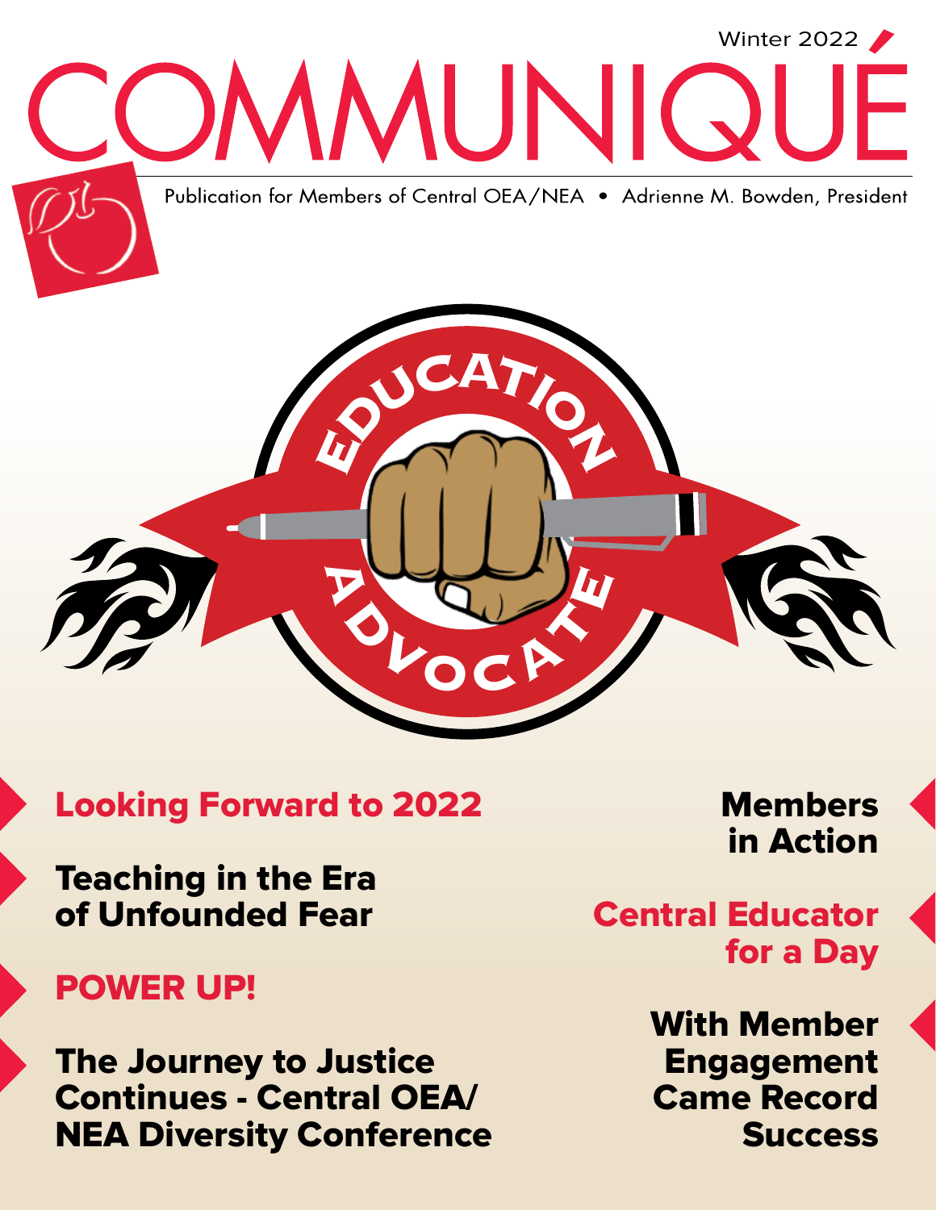Winter 2022

# COMMUNIQUÉ

Publication for Members of Central OEA/NEA • Adrienne M. Bowden, President

EDUCATION ADVOCATE

## Looking Forward to 2022

## Teaching in the Era of Unfounded Fear

## POWER UP!

## The Journey to Justice Continues - Central OEA/NEA Diversity Conference

## Members in Action

## Central Educator for a Day

## With Member Engagement Came Record Success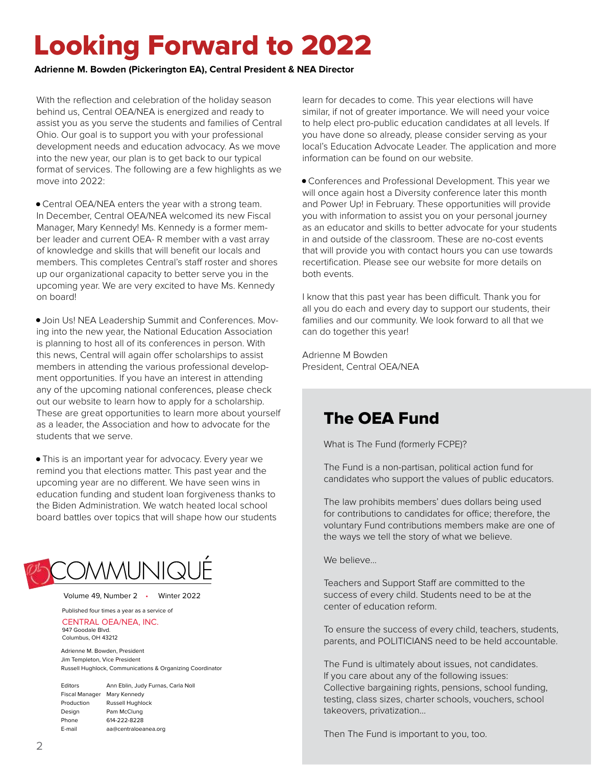# Looking Forward to 2022

**Adrienne M. Bowden (Pickerington EA), Central President & NEA Director**

With the reflection and celebration of the holiday season behind us, Central OEA/NEA is energized and ready to assist you as you serve the students and families of Central Ohio. Our goal is to support you with your professional development needs and education advocacy. As we move into the new year, our plan is to get back to our typical format of services. The following are a few highlights as we move into 2022:

- Central OEA/NEA enters the year with a strong team. In December, Central OEA/NEA welcomed its new Fiscal Manager, Mary Kennedy! Ms. Kennedy is a former member leader and current OEA- R member with a vast array of knowledge and skills that will benefit our locals and members. This completes Central's staff roster and shores up our organizational capacity to better serve you in the upcoming year. We are very excited to have Ms. Kennedy on board!

- Join Us! NEA Leadership Summit and Conferences. Moving into the new year, the National Education Association is planning to host all of its conferences in person. With this news, Central will again offer scholarships to assist members in attending the various professional development opportunities. If you have an interest in attending any of the upcoming national conferences, please check out our website to learn how to apply for a scholarship. These are great opportunities to learn more about yourself as a leader, the Association and how to advocate for the students that we serve.

- This is an important year for advocacy. Every year we remind you that elections matter. This past year and the upcoming year are no different. We have seen wins in education funding and student loan forgiveness thanks to the Biden Administration. We watch heated local school board battles over topics that will shape how our students learn for decades to come. This year elections will have similar, if not of greater importance. We will need your voice to help elect pro-public education candidates at all levels. If you have done so already, please consider serving as your local's Education Advocate Leader. The application and more information can be found on our website.

- Conferences and Professional Development. This year we will once again host a Diversity conference later this month and Power Up! in February. These opportunities will provide you with information to assist you on your personal journey as an educator and skills to better advocate for your students in and outside of the classroom. These are no-cost events that will provide you with contact hours you can use towards recertification. Please see our website for more details on both events.

I know that this past year has been difficult. Thank you for all you do each and every day to support our students, their families and our community. We look forward to all that we can do together this year!

Adrienne M Bowden
President, Central OEA/NEA

## COMMUNIQUÉ

Volume 49, Number 2 • Winter 2022

Published four times a year as a service of

CENTRAL OEA/NEA, INC.
947 Goodale Blvd.
Columbus, OH 43212

Adrienne M. Bowden, President
Jim Templeton, Vice President
Russell Hughlock, Communications & Organizing Coordinator

| | |
|---|---|
| Editors | Ann Eblin, Judy Furnas, Carla Noll |
| Fiscal Manager | Mary Kennedy |
| Production | Russell Hughlock |
| Design | Pam McClung |
| Phone | 614-222-8228 |
| E-mail | aa@centraloeanea.org |

## The OEA Fund

What is The Fund (formerly FCPE)?

The Fund is a non-partisan, political action fund for candidates who support the values of public educators.

The law prohibits members' dues dollars being used for contributions to candidates for office; therefore, the voluntary Fund contributions members make are one of the ways we tell the story of what we believe.

We believe...

Teachers and Support Staff are committed to the success of every child. Students need to be at the center of education reform.

To ensure the success of every child, teachers, students, parents, and POLITICIANS need to be held accountable.

The Fund is ultimately about issues, not candidates. If you care about any of the following issues: Collective bargaining rights, pensions, school funding, testing, class sizes, charter schools, vouchers, school takeovers, privatization...

Then The Fund is important to you, too.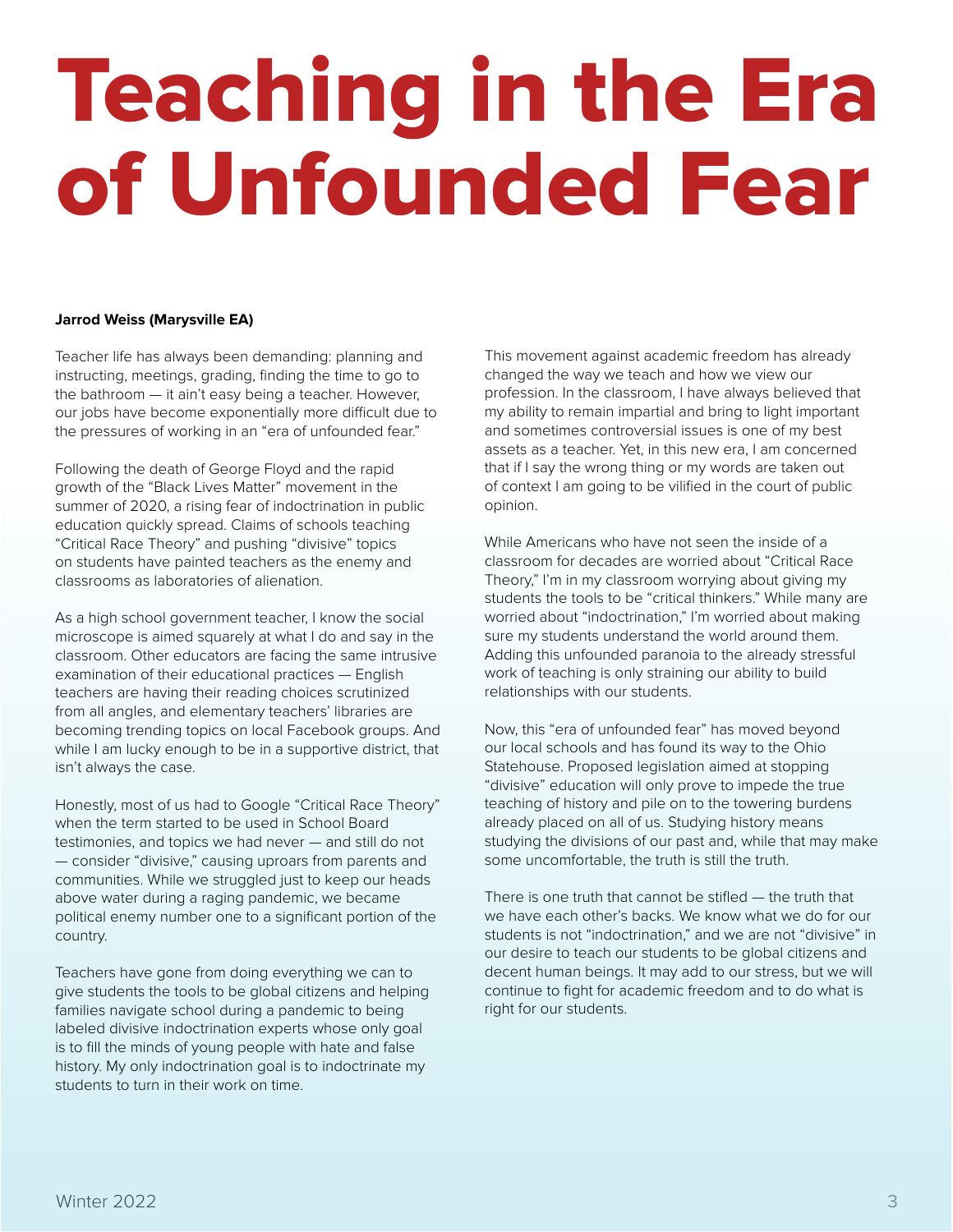# Teaching in the Era of Unfounded Fear

**Jarrod Weiss (Marysville EA)**

Teacher life has always been demanding: planning and instructing, meetings, grading, finding the time to go to the bathroom — it ain't easy being a teacher. However, our jobs have become exponentially more difficult due to the pressures of working in an "era of unfounded fear."

Following the death of George Floyd and the rapid growth of the "Black Lives Matter" movement in the summer of 2020, a rising fear of indoctrination in public education quickly spread. Claims of schools teaching "Critical Race Theory" and pushing "divisive" topics on students have painted teachers as the enemy and classrooms as laboratories of alienation.

As a high school government teacher, I know the social microscope is aimed squarely at what I do and say in the classroom. Other educators are facing the same intrusive examination of their educational practices — English teachers are having their reading choices scrutinized from all angles, and elementary teachers' libraries are becoming trending topics on local Facebook groups. And while I am lucky enough to be in a supportive district, that isn't always the case.

Honestly, most of us had to Google "Critical Race Theory" when the term started to be used in School Board testimonies, and topics we had never — and still do not — consider "divisive," causing uproars from parents and communities. While we struggled just to keep our heads above water during a raging pandemic, we became political enemy number one to a significant portion of the country.

Teachers have gone from doing everything we can to give students the tools to be global citizens and helping families navigate school during a pandemic to being labeled divisive indoctrination experts whose only goal is to fill the minds of young people with hate and false history. My only indoctrination goal is to indoctrinate my students to turn in their work on time.

This movement against academic freedom has already changed the way we teach and how we view our profession. In the classroom, I have always believed that my ability to remain impartial and bring to light important and sometimes controversial issues is one of my best assets as a teacher. Yet, in this new era, I am concerned that if I say the wrong thing or my words are taken out of context I am going to be vilified in the court of public opinion.

While Americans who have not seen the inside of a classroom for decades are worried about "Critical Race Theory," I'm in my classroom worrying about giving my students the tools to be "critical thinkers." While many are worried about "indoctrination," I'm worried about making sure my students understand the world around them. Adding this unfounded paranoia to the already stressful work of teaching is only straining our ability to build relationships with our students.

Now, this "era of unfounded fear" has moved beyond our local schools and has found its way to the Ohio Statehouse. Proposed legislation aimed at stopping "divisive" education will only prove to impede the true teaching of history and pile on to the towering burdens already placed on all of us. Studying history means studying the divisions of our past and, while that may make some uncomfortable, the truth is still the truth.

There is one truth that cannot be stifled — the truth that we have each other's backs. We know what we do for our students is not "indoctrination," and we are not "divisive" in our desire to teach our students to be global citizens and decent human beings. It may add to our stress, but we will continue to fight for academic freedom and to do what is right for our students.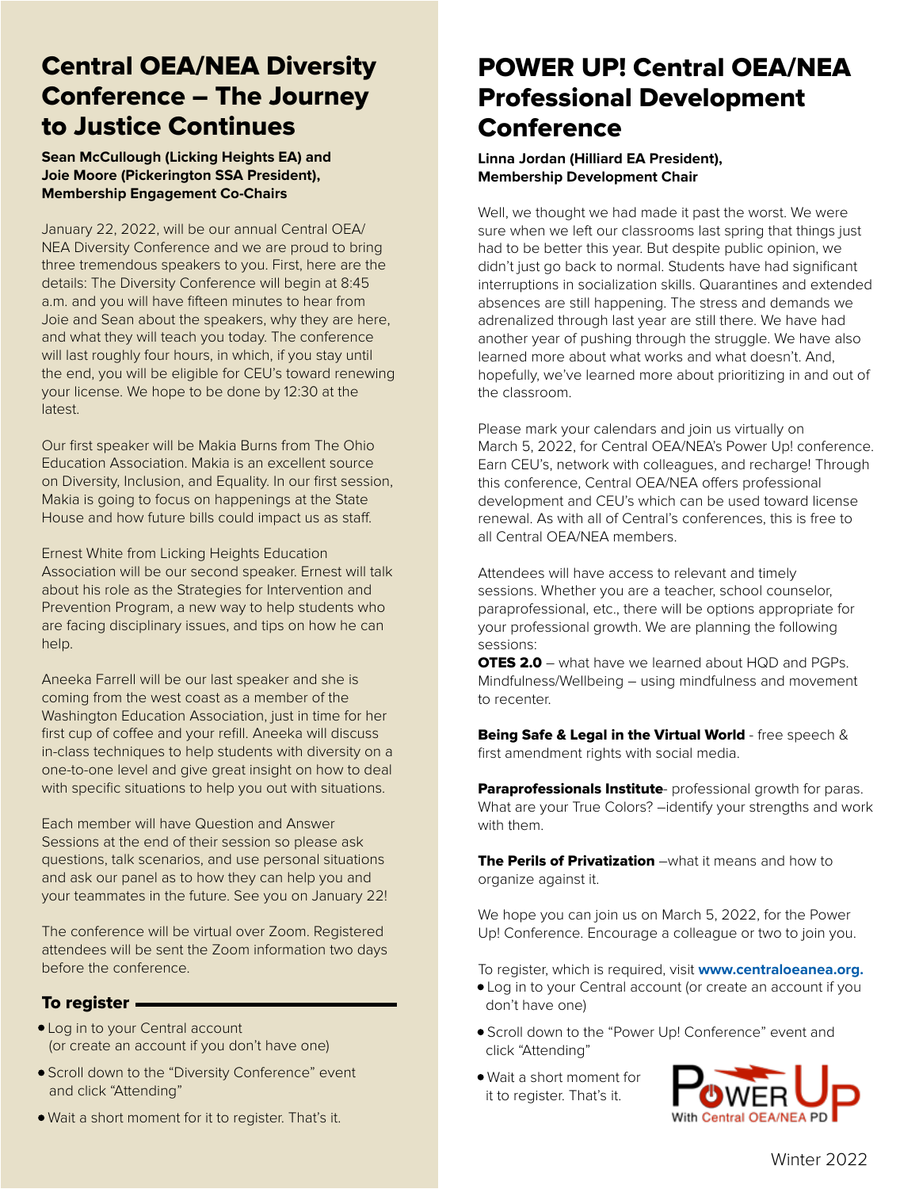## Central OEA/NEA Diversity Conference – The Journey to Justice Continues

**Sean McCullough (Licking Heights EA) and Joie Moore (Pickerington SSA President), Membership Engagement Co-Chairs**

January 22, 2022, will be our annual Central OEA/NEA Diversity Conference and we are proud to bring three tremendous speakers to you. First, here are the details: The Diversity Conference will begin at 8:45 a.m. and you will have fifteen minutes to hear from Joie and Sean about the speakers, why they are here, and what they will teach you today. The conference will last roughly four hours, in which, if you stay until the end, you will be eligible for CEU's toward renewing your license. We hope to be done by 12:30 at the latest.

Our first speaker will be Makia Burns from The Ohio Education Association. Makia is an excellent source on Diversity, Inclusion, and Equality. In our first session, Makia is going to focus on happenings at the State House and how future bills could impact us as staff.

Ernest White from Licking Heights Education Association will be our second speaker. Ernest will talk about his role as the Strategies for Intervention and Prevention Program, a new way to help students who are facing disciplinary issues, and tips on how he can help.

Aneeka Farrell will be our last speaker and she is coming from the west coast as a member of the Washington Education Association, just in time for her first cup of coffee and your refill. Aneeka will discuss in-class techniques to help students with diversity on a one-to-one level and give great insight on how to deal with specific situations to help you out with situations.

Each member will have Question and Answer Sessions at the end of their session so please ask questions, talk scenarios, and use personal situations and ask our panel as to how they can help you and your teammates in the future. See you on January 22!

The conference will be virtual over Zoom. Registered attendees will be sent the Zoom information two days before the conference.

### To register

- Log in to your Central account (or create an account if you don't have one)
- Scroll down to the "Diversity Conference" event and click "Attending"
- Wait a short moment for it to register. That's it.

## POWER UP! Central OEA/NEA Professional Development Conference

**Linna Jordan (Hilliard EA President), Membership Development Chair**

Well, we thought we had made it past the worst. We were sure when we left our classrooms last spring that things just had to be better this year. But despite public opinion, we didn't just go back to normal. Students have had significant interruptions in socialization skills. Quarantines and extended absences are still happening. The stress and demands we adrenalized through last year are still there. We have had another year of pushing through the struggle. We have also learned more about what works and what doesn't. And, hopefully, we've learned more about prioritizing in and out of the classroom.

Please mark your calendars and join us virtually on March 5, 2022, for Central OEA/NEA's Power Up! conference. Earn CEU's, network with colleagues, and recharge! Through this conference, Central OEA/NEA offers professional development and CEU's which can be used toward license renewal. As with all of Central's conferences, this is free to all Central OEA/NEA members.

Attendees will have access to relevant and timely sessions. Whether you are a teacher, school counselor, paraprofessional, etc., there will be options appropriate for your professional growth. We are planning the following sessions:

**OTES 2.0** – what have we learned about HQD and PGPs.
Mindfulness/Wellbeing – using mindfulness and movement to recenter.

**Being Safe & Legal in the Virtual World** - free speech & first amendment rights with social media.

**Paraprofessionals Institute**- professional growth for paras. What are your True Colors? –identify your strengths and work with them.

**The Perils of Privatization** –what it means and how to organize against it.

We hope you can join us on March 5, 2022, for the Power Up! Conference. Encourage a colleague or two to join you.

To register, which is required, visit **www.centraloeanea.org.**

- Log in to your Central account (or create an account if you don't have one)
- Scroll down to the "Power Up! Conference" event and click "Attending"
- Wait a short moment for it to register. That's it.

Power Up With Central OEA/NEA PD

Winter 2022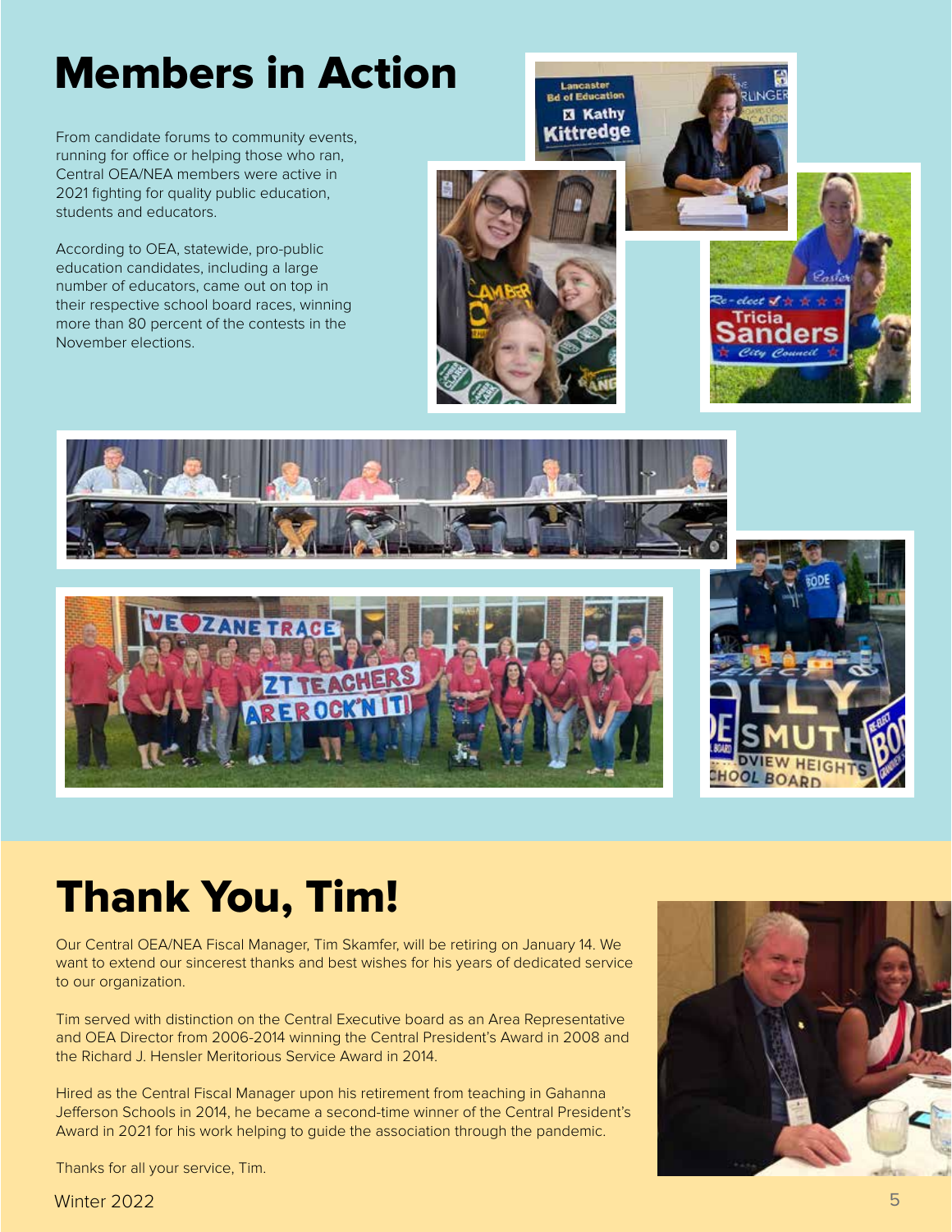# Members in Action

From candidate forums to community events, running for office or helping those who ran, Central OEA/NEA members were active in 2021 fighting for quality public education, students and educators.

According to OEA, statewide, pro-public education candidates, including a large number of educators, came out on top in their respective school board races, winning more than 80 percent of the contests in the November elections.

# Thank You, Tim!

Our Central OEA/NEA Fiscal Manager, Tim Skamfer, will be retiring on January 14. We want to extend our sincerest thanks and best wishes for his years of dedicated service to our organization.

Tim served with distinction on the Central Executive board as an Area Representative and OEA Director from 2006-2014 winning the Central President's Award in 2008 and the Richard J. Hensler Meritorious Service Award in 2014.

Hired as the Central Fiscal Manager upon his retirement from teaching in Gahanna Jefferson Schools in 2014, he became a second-time winner of the Central President's Award in 2021 for his work helping to guide the association through the pandemic.

Thanks for all your service, Tim.

Winter 2022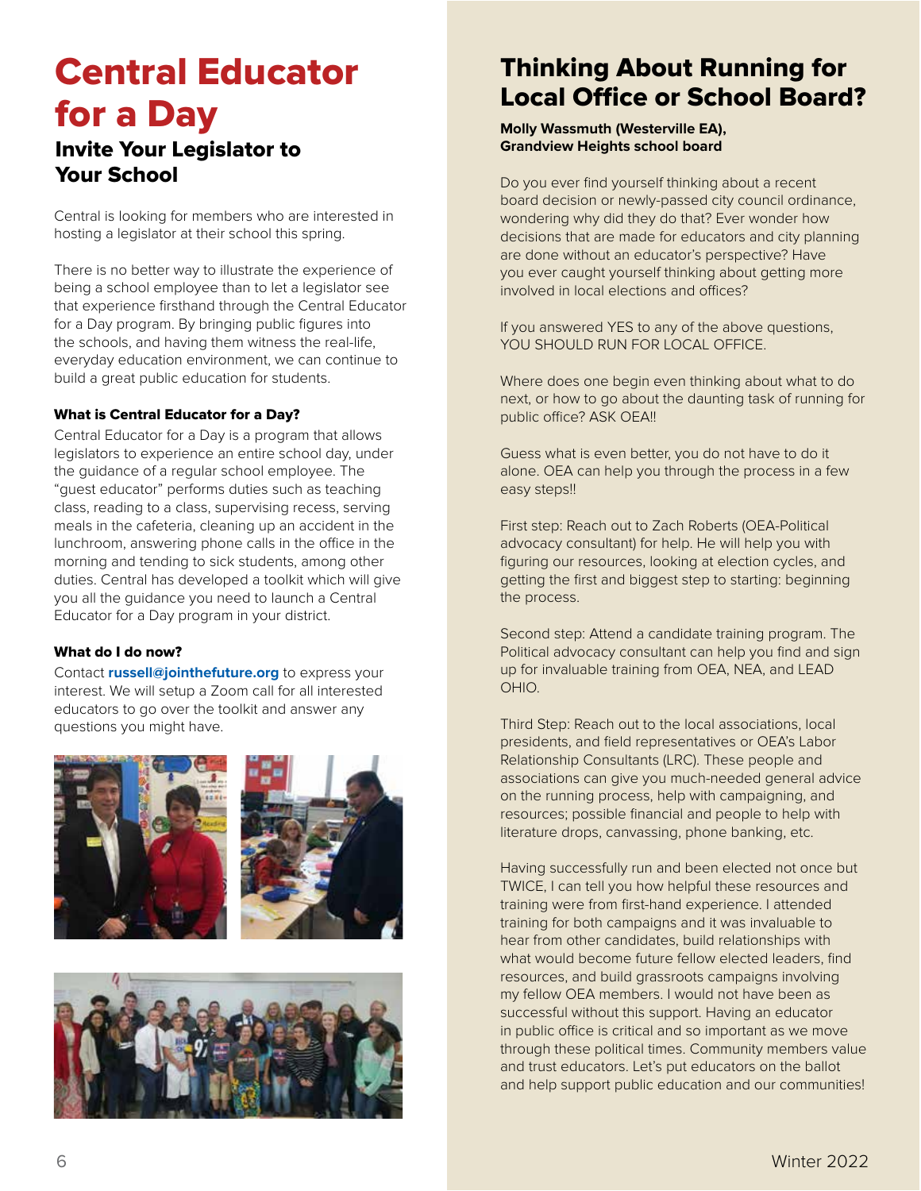# Central Educator for a Day

## Invite Your Legislator to Your School

Central is looking for members who are interested in hosting a legislator at their school this spring.

There is no better way to illustrate the experience of being a school employee than to let a legislator see that experience firsthand through the Central Educator for a Day program. By bringing public figures into the schools, and having them witness the real-life, everyday education environment, we can continue to build a great public education for students.

### What is Central Educator for a Day?

Central Educator for a Day is a program that allows legislators to experience an entire school day, under the guidance of a regular school employee. The "guest educator" performs duties such as teaching class, reading to a class, supervising recess, serving meals in the cafeteria, cleaning up an accident in the lunchroom, answering phone calls in the office in the morning and tending to sick students, among other duties. Central has developed a toolkit which will give you all the guidance you need to launch a Central Educator for a Day program in your district.

### What do I do now?

Contact **russell@jointhefuture.org** to express your interest. We will setup a Zoom call for all interested educators to go over the toolkit and answer any questions you might have.

# Thinking About Running for Local Office or School Board?

**Molly Wassmuth (Westerville EA), Grandview Heights school board**

Do you ever find yourself thinking about a recent board decision or newly-passed city council ordinance, wondering why did they do that? Ever wonder how decisions that are made for educators and city planning are done without an educator's perspective? Have you ever caught yourself thinking about getting more involved in local elections and offices?

If you answered YES to any of the above questions, YOU SHOULD RUN FOR LOCAL OFFICE.

Where does one begin even thinking about what to do next, or how to go about the daunting task of running for public office? ASK OEA!!

Guess what is even better, you do not have to do it alone. OEA can help you through the process in a few easy steps!!

First step: Reach out to Zach Roberts (OEA-Political advocacy consultant) for help. He will help you with figuring our resources, looking at election cycles, and getting the first and biggest step to starting: beginning the process.

Second step: Attend a candidate training program. The Political advocacy consultant can help you find and sign up for invaluable training from OEA, NEA, and LEAD OHIO.

Third Step: Reach out to the local associations, local presidents, and field representatives or OEA's Labor Relationship Consultants (LRC). These people and associations can give you much-needed general advice on the running process, help with campaigning, and resources; possible financial and people to help with literature drops, canvassing, phone banking, etc.

Having successfully run and been elected not once but TWICE, I can tell you how helpful these resources and training were from first-hand experience. I attended training for both campaigns and it was invaluable to hear from other candidates, build relationships with what would become future fellow elected leaders, find resources, and build grassroots campaigns involving my fellow OEA members. I would not have been as successful without this support. Having an educator in public office is critical and so important as we move through these political times. Community members value and trust educators. Let's put educators on the ballot and help support public education and our communities!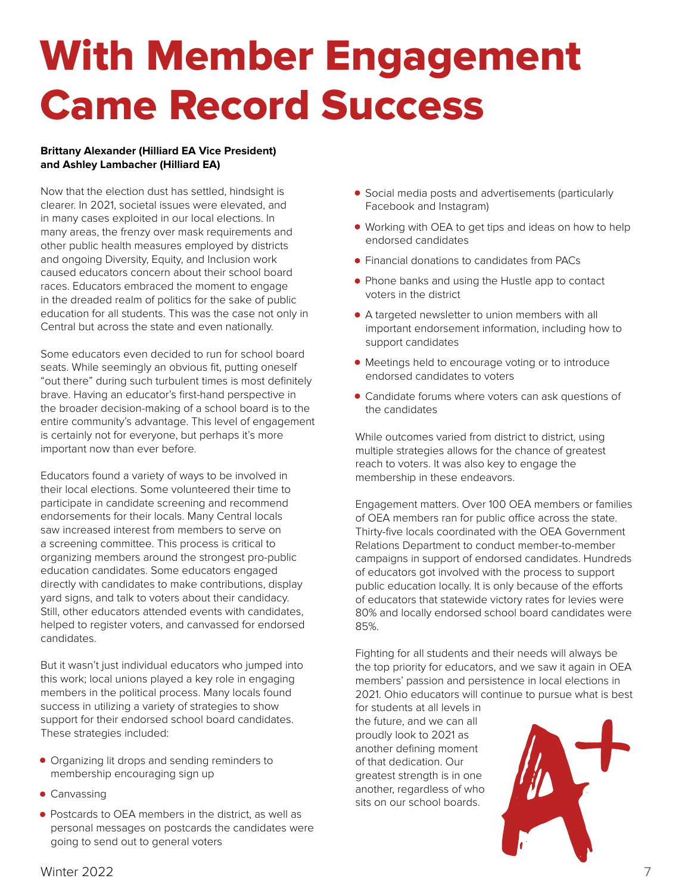# With Member Engagement Came Record Success

**Brittany Alexander (Hilliard EA Vice President) and Ashley Lambacher (Hilliard EA)**

Now that the election dust has settled, hindsight is clearer. In 2021, societal issues were elevated, and in many cases exploited in our local elections. In many areas, the frenzy over mask requirements and other public health measures employed by districts and ongoing Diversity, Equity, and Inclusion work caused educators concern about their school board races. Educators embraced the moment to engage in the dreaded realm of politics for the sake of public education for all students. This was the case not only in Central but across the state and even nationally.

Some educators even decided to run for school board seats. While seemingly an obvious fit, putting oneself "out there" during such turbulent times is most definitely brave. Having an educator's first-hand perspective in the broader decision-making of a school board is to the entire community's advantage. This level of engagement is certainly not for everyone, but perhaps it's more important now than ever before.

Educators found a variety of ways to be involved in their local elections. Some volunteered their time to participate in candidate screening and recommend endorsements for their locals. Many Central locals saw increased interest from members to serve on a screening committee. This process is critical to organizing members around the strongest pro-public education candidates. Some educators engaged directly with candidates to make contributions, display yard signs, and talk to voters about their candidacy. Still, other educators attended events with candidates, helped to register voters, and canvassed for endorsed candidates.

But it wasn't just individual educators who jumped into this work; local unions played a key role in engaging members in the political process. Many locals found success in utilizing a variety of strategies to show support for their endorsed school board candidates. These strategies included:

- Organizing lit drops and sending reminders to membership encouraging sign up
- Canvassing
- Postcards to OEA members in the district, as well as personal messages on postcards the candidates were going to send out to general voters
- Social media posts and advertisements (particularly Facebook and Instagram)
- Working with OEA to get tips and ideas on how to help endorsed candidates
- Financial donations to candidates from PACs
- Phone banks and using the Hustle app to contact voters in the district
- A targeted newsletter to union members with all important endorsement information, including how to support candidates
- Meetings held to encourage voting or to introduce endorsed candidates to voters
- Candidate forums where voters can ask questions of the candidates

While outcomes varied from district to district, using multiple strategies allows for the chance of greatest reach to voters. It was also key to engage the membership in these endeavors.

Engagement matters. Over 100 OEA members or families of OEA members ran for public office across the state. Thirty-five locals coordinated with the OEA Government Relations Department to conduct member-to-member campaigns in support of endorsed candidates. Hundreds of educators got involved with the process to support public education locally. It is only because of the efforts of educators that statewide victory rates for levies were 80% and locally endorsed school board candidates were 85%.

Fighting for all students and their needs will always be the top priority for educators, and we saw it again in OEA members' passion and persistence in local elections in 2021. Ohio educators will continue to pursue what is best for students at all levels in the future, and we can all proudly look to 2021 as another defining moment of that dedication. Our greatest strength is in one another, regardless of who sits on our school boards.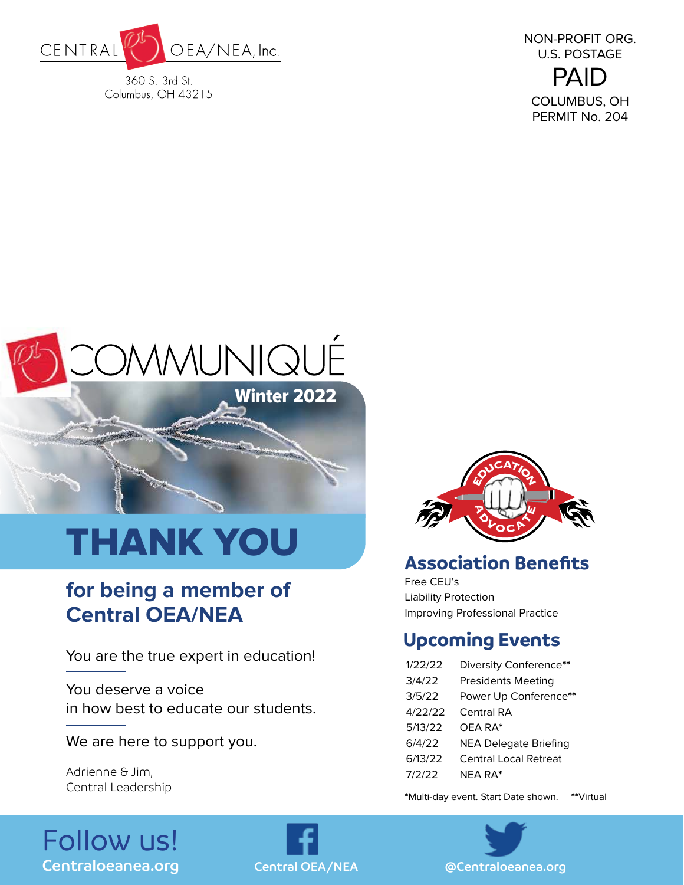CENTRAL OEA/NEA, Inc.
360 S. 3rd St.
Columbus, OH 43215

NON-PROFIT ORG.
U.S. POSTAGE
PAID
COLUMBUS, OH
PERMIT No. 204

# COMMUNIQUÉ

Winter 2022

# THANK YOU

## for being a member of Central OEA/NEA

You are the true expert in education!

You deserve a voice
in how best to educate our students.

We are here to support you.

Adrienne & Jim,
Central Leadership

EDUCATION ADVOCATE

## Association Benefits

Free CEU's
Liability Protection
Improving Professional Practice

## Upcoming Events

| | |
|---|---|
| 1/22/22 | Diversity Conference** |
| 3/4/22 | Presidents Meeting |
| 3/5/22 | Power Up Conference** |
| 4/22/22 | Central RA |
| 5/13/22 | OEA RA* |
| 6/4/22 | NEA Delegate Briefing |
| 6/13/22 | Central Local Retreat |
| 7/2/22 | NEA RA* |

*Multi-day event. Start Date shown. **Virtual

Follow us!
Centraloeanea.org
Central OEA/NEA
@Centraloeanea.org